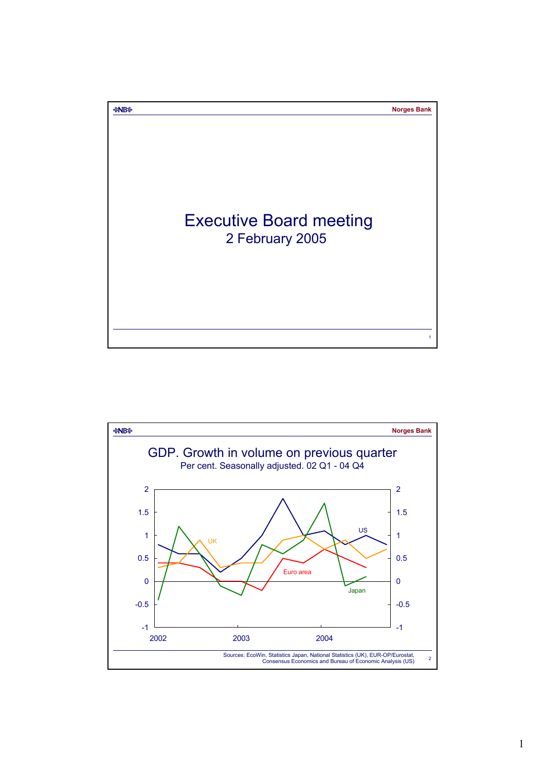# Executive Board meeting

2 February 2005

## GDP. Growth in volume on previous quarter

Per cent. Seasonally adjusted. 02 Q1 - 04 Q4

Sources: EcoWin, Statistics Japan, National Statistics (UK), EUR-OP/Eurostat, Consensus Economics and Bureau of Economic Analysis (US)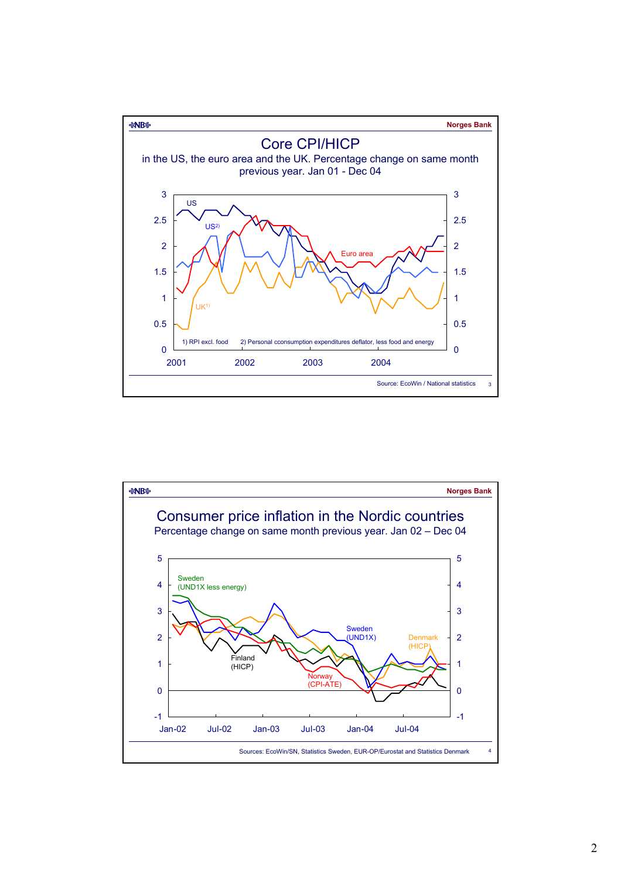Norges Bank

## Core CPI/HICP

in the US, the euro area and the UK. Percentage change on same month previous year. Jan 01 - Dec 04

1) RPI excl. food    2) Personal cconsumption expenditures deflator, less food and energy

Source: EcoWin / National statistics

Norges Bank

## Consumer price inflation in the Nordic countries

Percentage change on same month previous year. Jan 02 – Dec 04

Sources: EcoWin/SN, Statistics Sweden, EUR-OP/Eurostat and Statistics Denmark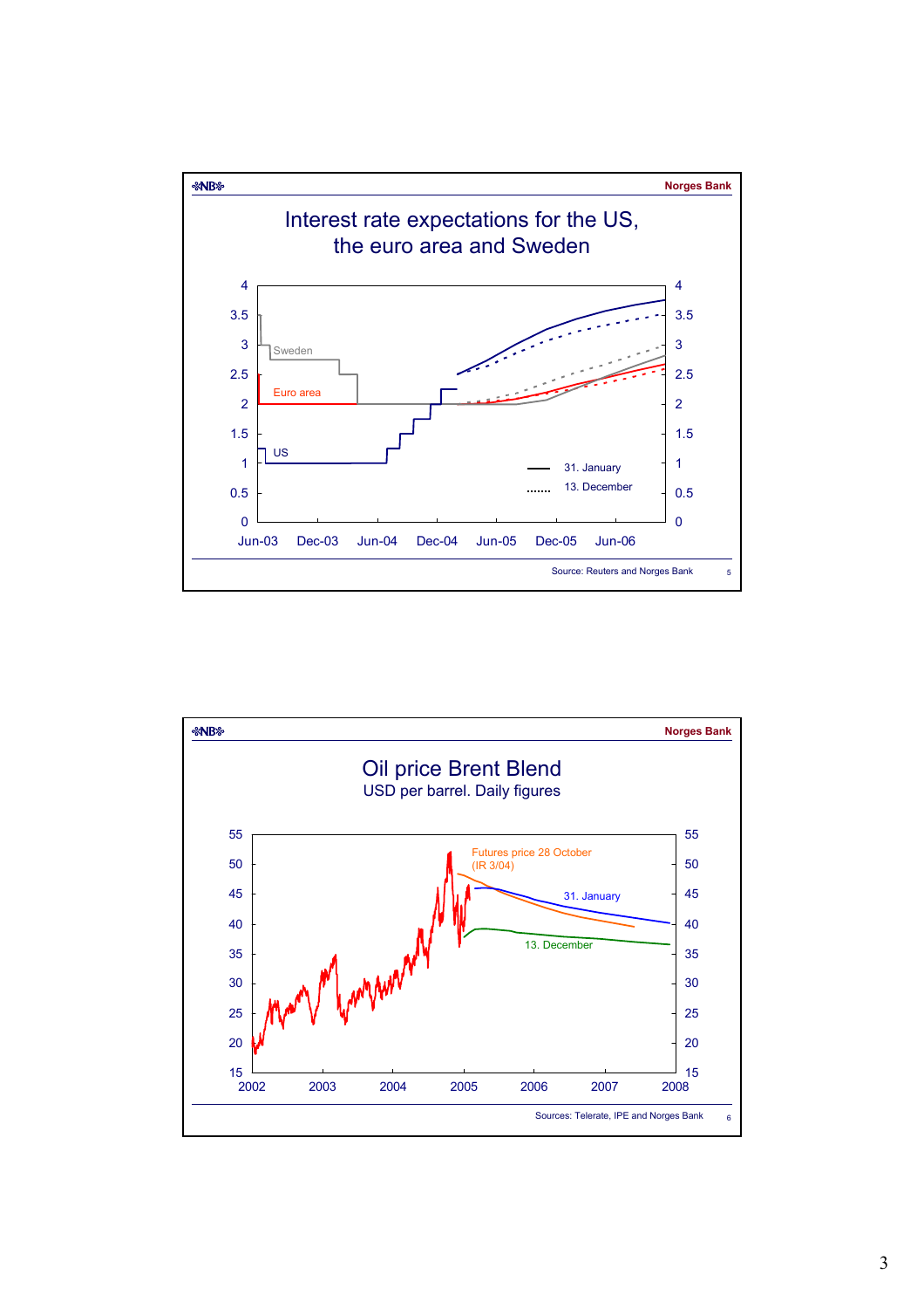Norges Bank

# Interest rate expectations for the US, the euro area and Sweden

Sweden

Euro area

US

31. January

13. December

Jun-03 Dec-03 Jun-04 Dec-04 Jun-05 Dec-05 Jun-06

Source: Reuters and Norges Bank

Norges Bank

# Oil price Brent Blend

USD per barrel. Daily figures

Futures price 28 October (IR 3/04)

31. January

13. December

2002 2003 2004 2005 2006 2007 2008

Sources: Telerate, IPE and Norges Bank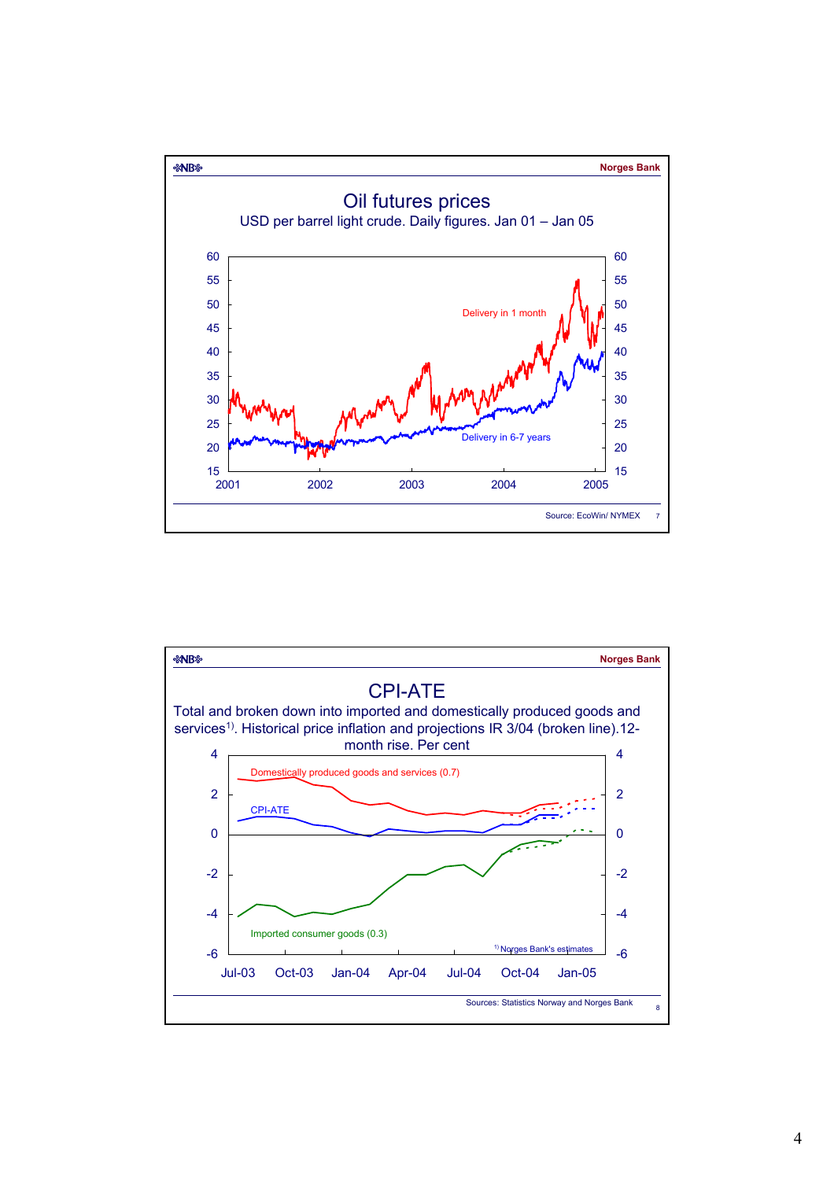Norges Bank

## Oil futures prices

USD per barrel light crude. Daily figures. Jan 01 – Jan 05

Delivery in 1 month

Delivery in 6-7 years

Source: EcoWin/ NYMEX

Norges Bank

## CPI-ATE

Total and broken down into imported and domestically produced goods and services[1]. Historical price inflation and projections IR 3/04 (broken line).12-month rise. Per cent

Domestically produced goods and services (0.7)

CPI-ATE

Imported consumer goods (0.3)

[1] Norges Bank's estimates

Sources: Statistics Norway and Norges Bank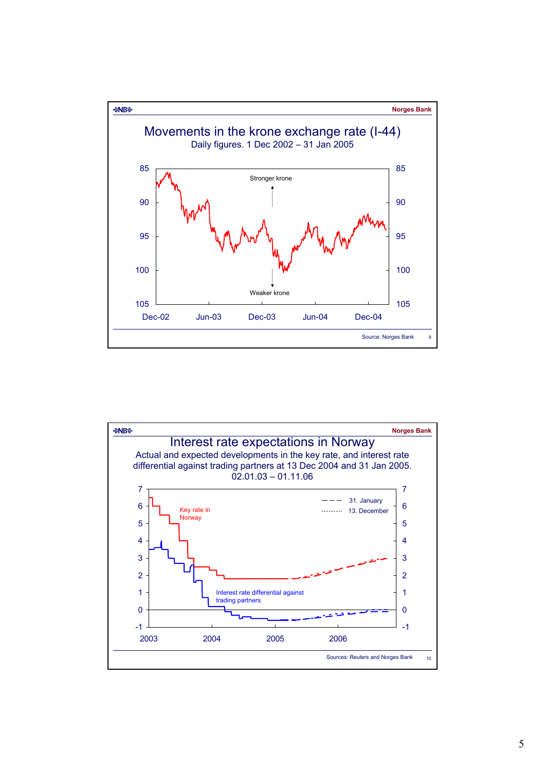Norges Bank

# Movements in the krone exchange rate (I-44)

Daily figures. 1 Dec 2002 – 31 Jan 2005

Stronger krone

Weaker krone

85, 90, 95, 100, 105

Dec-02, Jun-03, Dec-03, Jun-04, Dec-04

Source: Norges Bank

Norges Bank

# Interest rate expectations in Norway

Actual and expected developments in the key rate, and interest rate differential against trading partners at 13 Dec 2004 and 31 Jan 2005. 02.01.03 – 01.11.06

31. January

13. December

Key rate in Norway

Interest rate differential against trading partners

-1, 0, 1, 2, 3, 4, 5, 6, 7

2003, 2004, 2005, 2006

Sources: Reuters and Norges Bank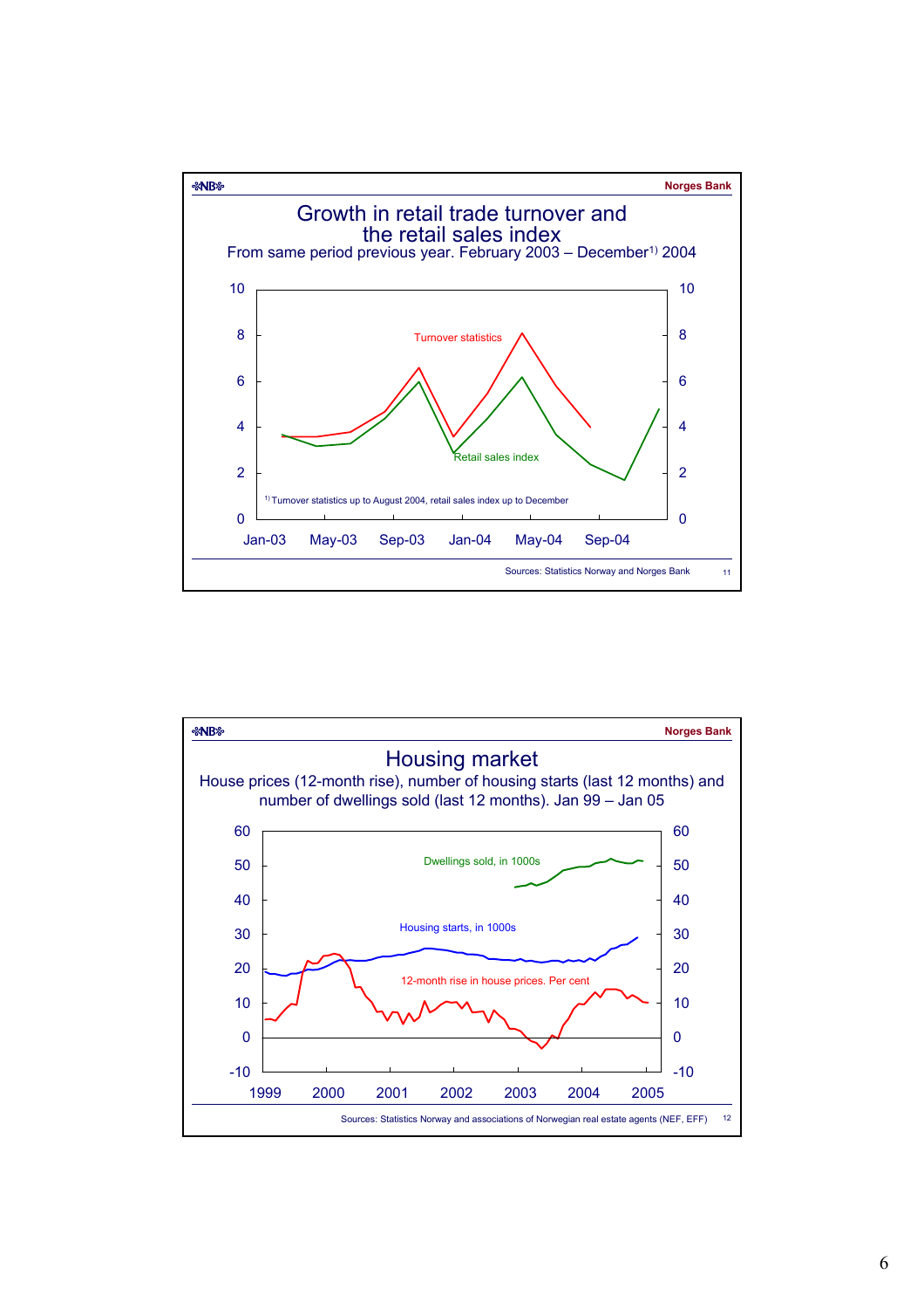Norges Bank

## Growth in retail trade turnover and the retail sales index

From same period previous year. February 2003 – December[1] 2004

Turnover statistics

Retail sales index

[1] Turnover statistics up to August 2004, retail sales index up to December

Sources: Statistics Norway and Norges Bank

Norges Bank

## Housing market

House prices (12-month rise), number of housing starts (last 12 months) and number of dwellings sold (last 12 months). Jan 99 – Jan 05

Dwellings sold, in 1000s

Housing starts, in 1000s

12-month rise in house prices. Per cent

Sources: Statistics Norway and associations of Norwegian real estate agents (NEF, EFF)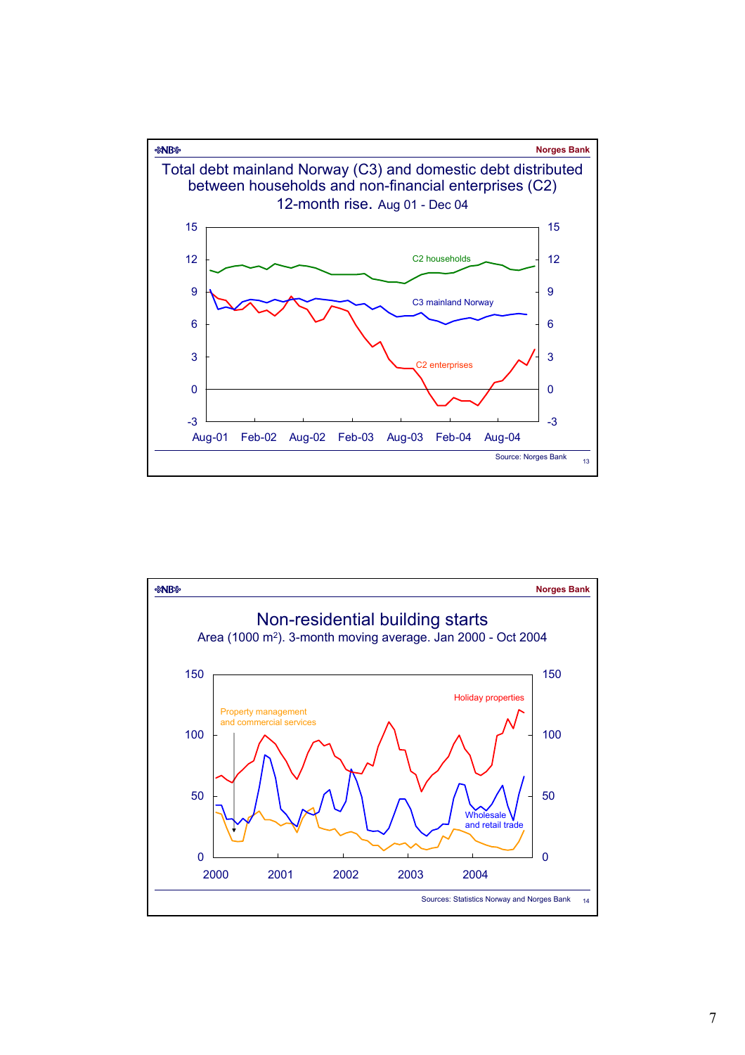Norges Bank

## Total debt mainland Norway (C3) and domestic debt distributed between households and non-financial enterprises (C2)

12-month rise. Aug 01 - Dec 04

C2 households

C3 mainland Norway

C2 enterprises

Aug-01 Feb-02 Aug-02 Feb-03 Aug-03 Feb-04 Aug-04

Source: Norges Bank

Norges Bank

## Non-residential building starts

Area (1000 m[2]). 3-month moving average. Jan 2000 - Oct 2004

Holiday properties

Property management and commercial services

Wholesale and retail trade

2000 2001 2002 2003 2004

Sources: Statistics Norway and Norges Bank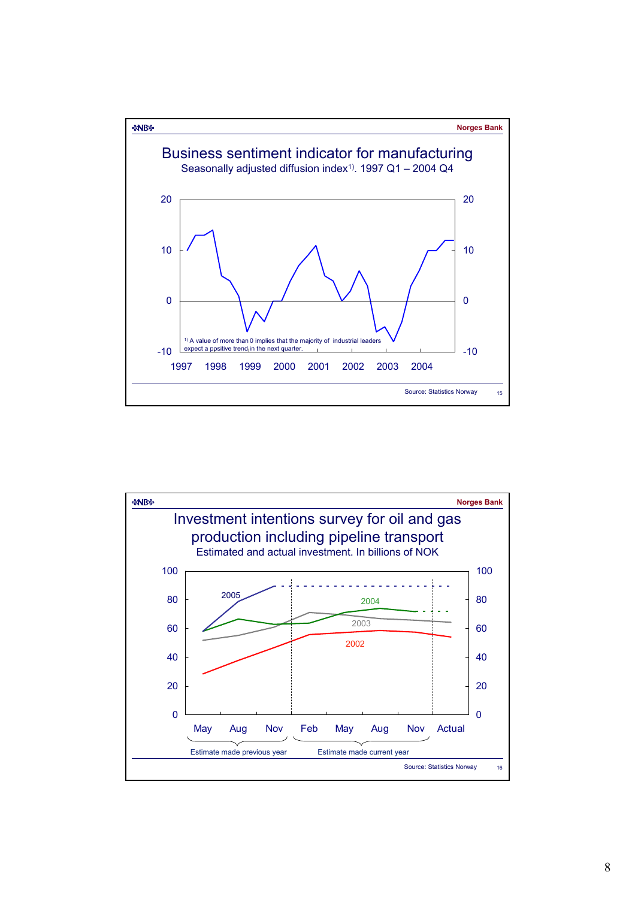Norges Bank

## Business sentiment indicator for manufacturing

Seasonally adjusted diffusion index[1]. 1997 Q1 – 2004 Q4

20 / 10 / 0 / -10

1997 1998 1999 2000 2001 2002 2003 2004

[1] A value of more than 0 implies that the majority of industrial leaders expect a ppsitive trend in the next quarter.

Source: Statistics Norway

Norges Bank

## Investment intentions survey for oil and gas production including pipeline transport

Estimated and actual investment. In billions of NOK

100 / 80 / 60 / 40 / 20 / 0

2005, 2004, 2003, 2002

May Aug Nov Feb May Aug Nov Actual

Estimate made previous year — Estimate made current year

Source: Statistics Norway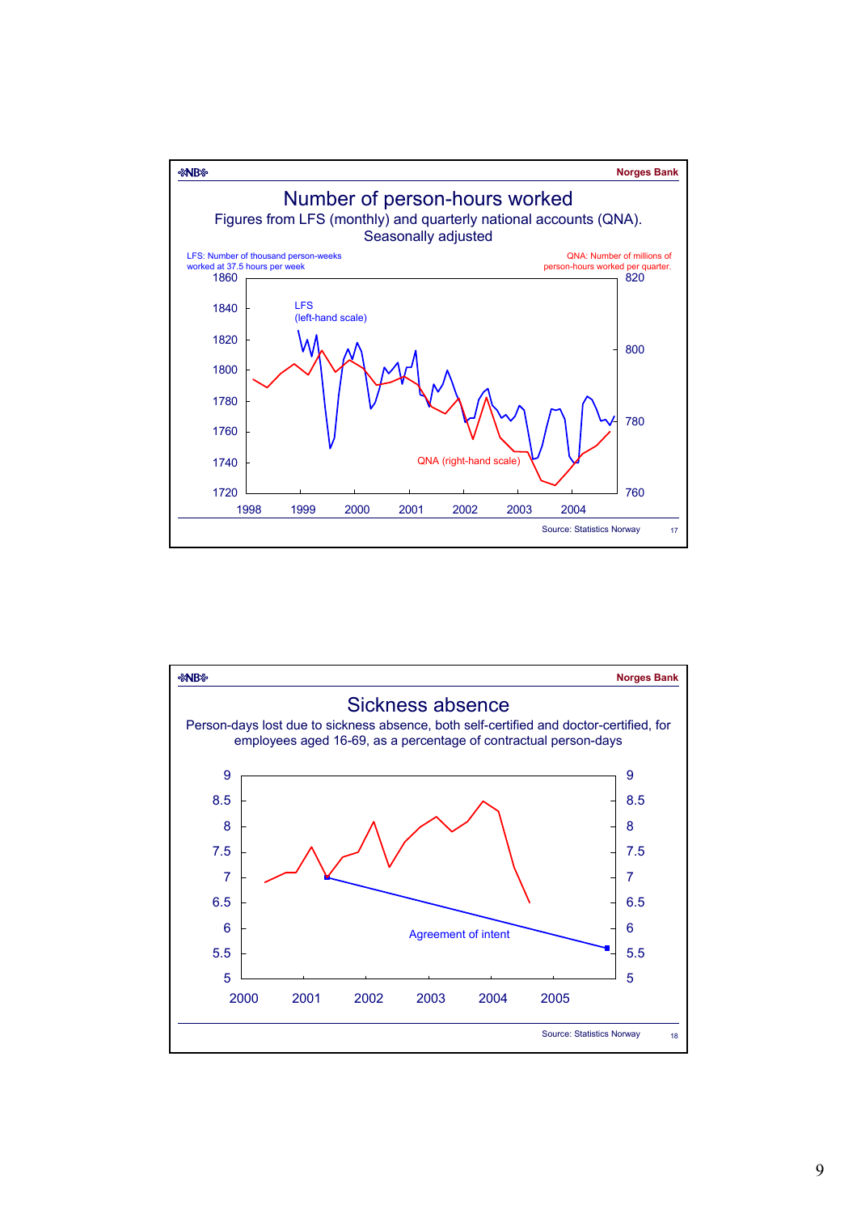Norges Bank

# Number of person-hours worked

Figures from LFS (monthly) and quarterly national accounts (QNA). Seasonally adjusted

LFS: Number of thousand person-weeks worked at 37.5 hours per week

QNA: Number of millions of person-hours worked per quarter.

LFS (left-hand scale)

QNA (right-hand scale)

Source: Statistics Norway

Norges Bank

# Sickness absence

Person-days lost due to sickness absence, both self-certified and doctor-certified, for employees aged 16-69, as a percentage of contractual person-days

Agreement of intent

Source: Statistics Norway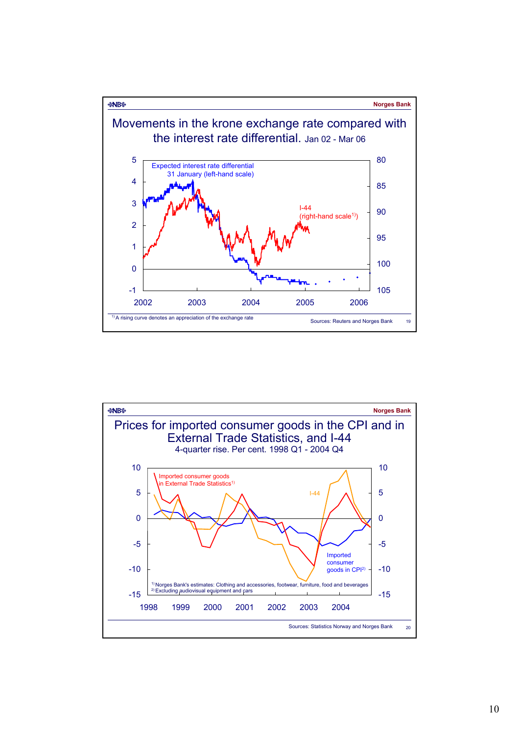Norges Bank

# Movements in the krone exchange rate compared with the interest rate differential. Jan 02 - Mar 06

Expected interest rate differential 31 January (left-hand scale)

I-44 (right-hand scale[1])

[1] A rising curve denotes an appreciation of the exchange rate

Sources: Reuters and Norges Bank

Norges Bank

# Prices for imported consumer goods in the CPI and in External Trade Statistics, and I-44

4-quarter rise. Per cent. 1998 Q1 - 2004 Q4

Imported consumer goods in External Trade Statistics[1]

I-44

Imported consumer goods in CPI[2]

[1] Norges Bank's estimates: Clothing and accessories, footwear, furniture, food and beverages

[2] Excluding audiovisual equipment and cars

Sources: Statistics Norway and Norges Bank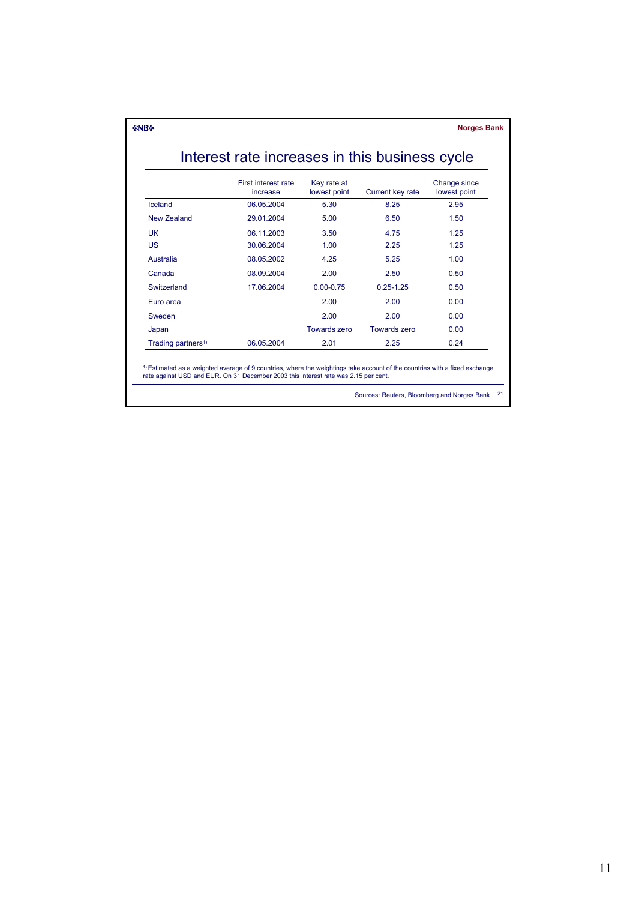Norges Bank

# Interest rate increases in this business cycle

| | First interest rate increase | Key rate at lowest point | Current key rate | Change since lowest point |
|---|---|---|---|---|
| Iceland | 06.05.2004 | 5.30 | 8.25 | 2.95 |
| New Zealand | 29.01.2004 | 5.00 | 6.50 | 1.50 |
| UK | 06.11.2003 | 3.50 | 4.75 | 1.25 |
| US | 30.06.2004 | 1.00 | 2.25 | 1.25 |
| Australia | 08.05.2002 | 4.25 | 5.25 | 1.00 |
| Canada | 08.09.2004 | 2.00 | 2.50 | 0.50 |
| Switzerland | 17.06.2004 | 0.00-0.75 | 0.25-1.25 | 0.50 |
| Euro area | | 2.00 | 2.00 | 0.00 |
| Sweden | | 2.00 | 2.00 | 0.00 |
| Japan | | Towards zero | Towards zero | 0.00 |
| Trading partners[1)] | 06.05.2004 | 2.01 | 2.25 | 0.24 |

[1)] Estimated as a weighted average of 9 countries, where the weightings take account of the countries with a fixed exchange rate against USD and EUR. On 31 December 2003 this interest rate was 2.15 per cent.

Sources: Reuters, Bloomberg and Norges Bank